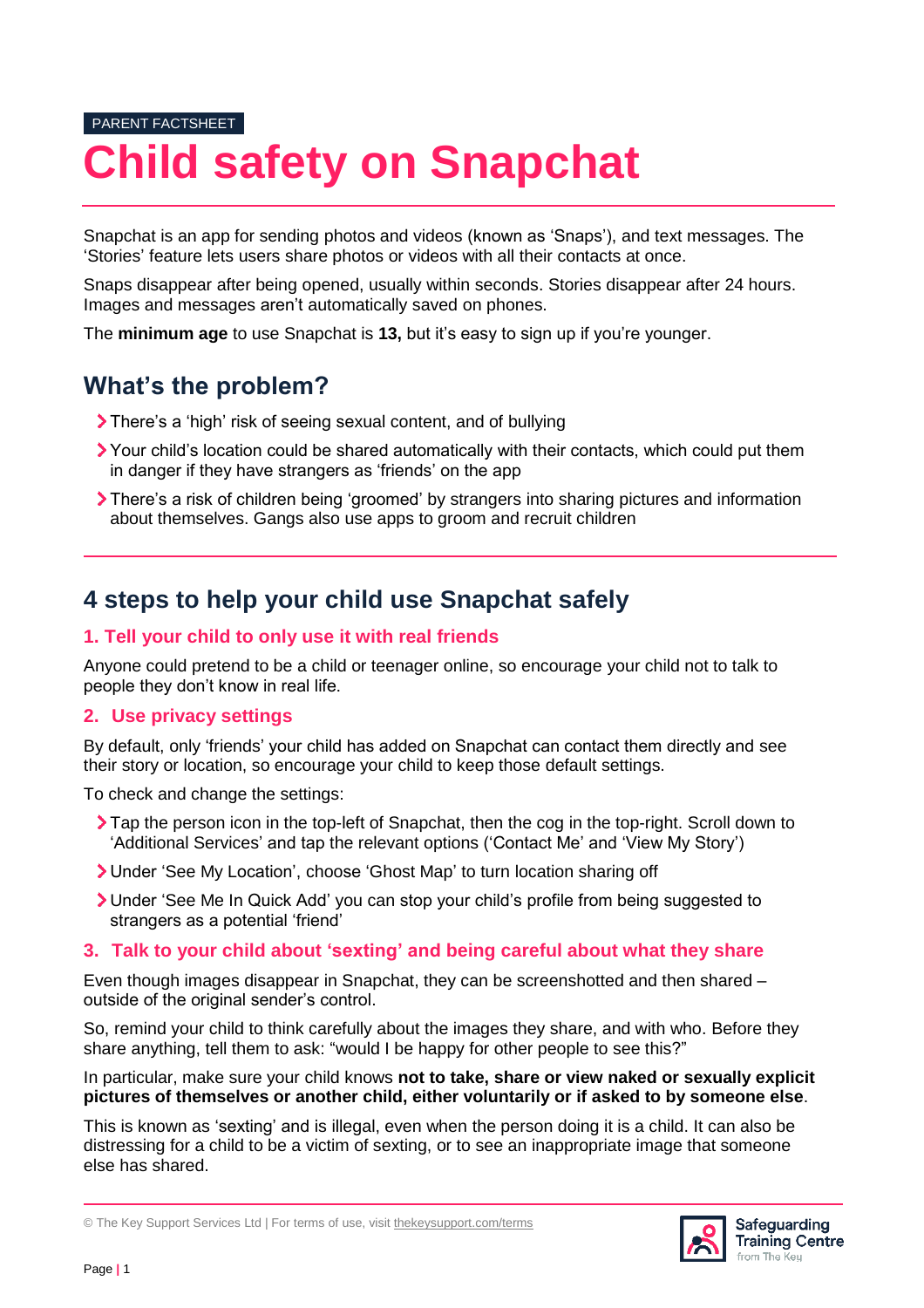PARENT FACTSHEET

# Child safety on Snapchat

Snapchat is an app for sending photos and videos (known as 'Snaps'), and text messages. The 'Stories' feature lets users share photos or videos with all their contacts at once.

Snaps disappear after being opened, usually within seconds. Stories disappear after 24 hours. Images and messages aren't automatically saved on phones.

The **minimum age** to use Snapchat is **13,** but it's easy to sign up if you're younger.

## What's the problem?

- There's a 'high' risk of seeing sexual content, and of bullying
- Your child's location could be shared automatically with their contacts, which could put them in danger if they have strangers as 'friends' on the app
- There's a risk of children being 'groomed' by strangers into sharing pictures and information about themselves. Gangs also use apps to groom and recruit children

## 4 steps to help your child use Snapchat safely

### 1. Tell your child to only use it with real friends

Anyone could pretend to be a child or teenager online, so encourage your child not to talk to people they don't know in real life.

### 2. Use privacy settings

By default, only 'friends' your child has added on Snapchat can contact them directly and see their story or location, so encourage your child to keep those default settings.

To check and change the settings:

- Tap the person icon in the top-left of Snapchat, then the cog in the top-right. Scroll down to 'Additional Services' and tap the relevant options ('Contact Me' and 'View My Story')
- Under 'See My Location', choose 'Ghost Map' to turn location sharing off
- Under 'See Me In Quick Add' you can stop your child's profile from being suggested to strangers as a potential 'friend'

### 3. Talk to your child about 'sexting' and being careful about what they share

Even though images disappear in Snapchat, they can be screenshotted and then shared – outside of the original sender's control.

So, remind your child to think carefully about the images they share, and with who. Before they share anything, tell them to ask: "would I be happy for other people to see this?"

In particular, make sure your child knows **not to take, share or view naked or sexually explicit pictures of themselves or another child, either voluntarily or if asked to by someone else**.

This is known as 'sexting' and is illegal, even when the person doing it is a child. It can also be distressing for a child to be a victim of sexting, or to see an inappropriate image that someone else has shared.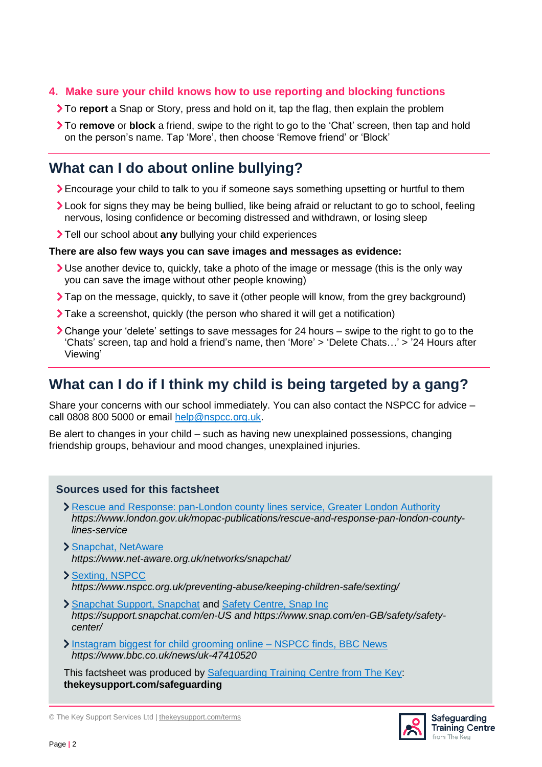### 4. Make sure your child knows how to use reporting and blocking functions

- To **report** a Snap or Story, press and hold on it, tap the flag, then explain the problem
- To **remove** or **block** a friend, swipe to the right to go to the 'Chat' screen, then tap and hold on the person's name. Tap 'More', then choose 'Remove friend' or 'Block'

## What can I do about online bullying?

- Encourage your child to talk to you if someone says something upsetting or hurtful to them
- Look for signs they may be being bullied, like being afraid or reluctant to go to school, feeling nervous, losing confidence or becoming distressed and withdrawn, or losing sleep
- Tell our school about **any** bullying your child experiences

**There are also few ways you can save images and messages as evidence:**

- Use another device to, quickly, take a photo of the image or message (this is the only way you can save the image without other people knowing)
- Tap on the message, quickly, to save it (other people will know, from the grey background)
- Take a screenshot, quickly (the person who shared it will get a notification)
- Change your 'delete' settings to save messages for 24 hours – swipe to the right to go to the 'Chats' screen, tap and hold a friend's name, then 'More' > 'Delete Chats…' > '24 Hours after Viewing'

## What can I do if I think my child is being targeted by a gang?

Share your concerns with our school immediately. You can also contact the NSPCC for advice – call 0808 800 5000 or email help@nspcc.org.uk.

Be alert to changes in your child – such as having new unexplained possessions, changing friendship groups, behaviour and mood changes, unexplained injuries.

### Sources used for this factsheet

- Rescue and Response: pan-London county lines service, Greater London Authority
  *https://www.london.gov.uk/mopac-publications/rescue-and-response-pan-london-county-lines-service*
- Snapchat, NetAware
  *https://www.net-aware.org.uk/networks/snapchat/*
- Sexting, NSPCC
  *https://www.nspcc.org.uk/preventing-abuse/keeping-children-safe/sexting/*
- Snapchat Support, Snapchat and Safety Centre, Snap Inc
  *https://support.snapchat.com/en-US and https://www.snap.com/en-GB/safety/safety-center/*
- Instagram biggest for child grooming online – NSPCC finds, BBC News
  *https://www.bbc.co.uk/news/uk-47410520*

This factsheet was produced by Safeguarding Training Centre from The Key: **thekeysupport.com/safeguarding**

© The Key Support Services Ltd | thekeysupport.com/terms